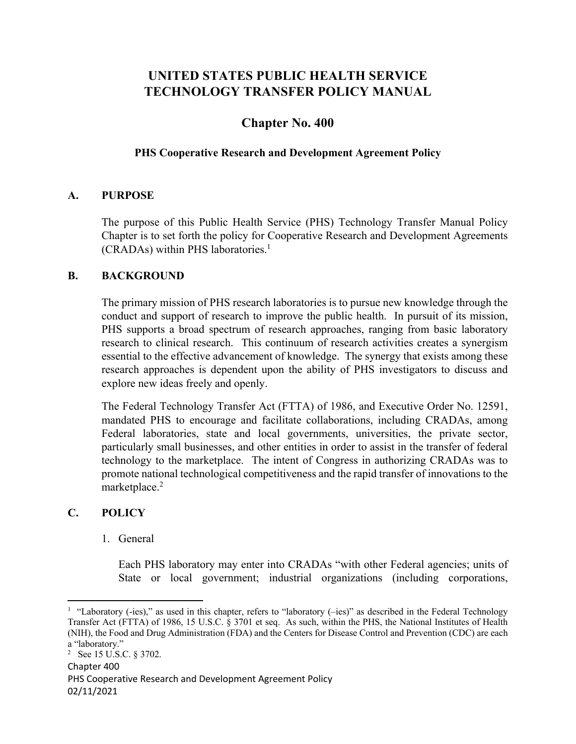# UNITED STATES PUBLIC HEALTH SERVICE TECHNOLOGY TRANSFER POLICY MANUAL

## Chapter No. 400

### PHS Cooperative Research and Development Agreement Policy

## A. PURPOSE

The purpose of this Public Health Service (PHS) Technology Transfer Manual Policy Chapter is to set forth the policy for Cooperative Research and Development Agreements (CRADAs) within PHS laboratories.[1]

## B. BACKGROUND

The primary mission of PHS research laboratories is to pursue new knowledge through the conduct and support of research to improve the public health. In pursuit of its mission, PHS supports a broad spectrum of research approaches, ranging from basic laboratory research to clinical research. This continuum of research activities creates a synergism essential to the effective advancement of knowledge. The synergy that exists among these research approaches is dependent upon the ability of PHS investigators to discuss and explore new ideas freely and openly.

The Federal Technology Transfer Act (FTTA) of 1986, and Executive Order No. 12591, mandated PHS to encourage and facilitate collaborations, including CRADAs, among Federal laboratories, state and local governments, universities, the private sector, particularly small businesses, and other entities in order to assist in the transfer of federal technology to the marketplace. The intent of Congress in authorizing CRADAs was to promote national technological competitiveness and the rapid transfer of innovations to the marketplace.[2]

## C. POLICY

1. General

   Each PHS laboratory may enter into CRADAs "with other Federal agencies; units of State or local government; industrial organizations (including corporations,

---

[1] "Laboratory (-ies)," as used in this chapter, refers to "laboratory (–ies)" as described in the Federal Technology Transfer Act (FTTA) of 1986, 15 U.S.C. § 3701 et seq. As such, within the PHS, the National Institutes of Health (NIH), the Food and Drug Administration (FDA) and the Centers for Disease Control and Prevention (CDC) are each a "laboratory."

[2] See 15 U.S.C. § 3702.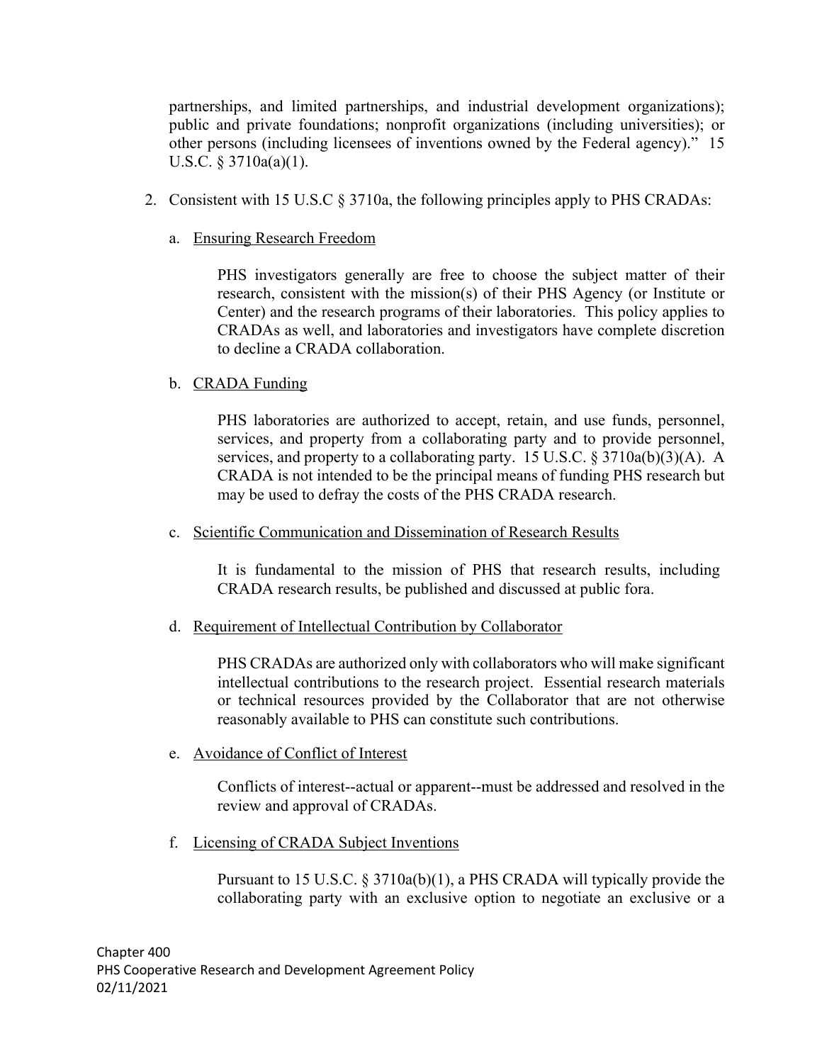partnerships, and limited partnerships, and industrial development organizations); public and private foundations; nonprofit organizations (including universities); or other persons (including licensees of inventions owned by the Federal agency)." 15 U.S.C. § 3710a(a)(1).

2. Consistent with 15 U.S.C § 3710a, the following principles apply to PHS CRADAs:

   a. Ensuring Research Freedom

      PHS investigators generally are free to choose the subject matter of their research, consistent with the mission(s) of their PHS Agency (or Institute or Center) and the research programs of their laboratories. This policy applies to CRADAs as well, and laboratories and investigators have complete discretion to decline a CRADA collaboration.

   b. CRADA Funding

      PHS laboratories are authorized to accept, retain, and use funds, personnel, services, and property from a collaborating party and to provide personnel, services, and property to a collaborating party. 15 U.S.C. § 3710a(b)(3)(A). A CRADA is not intended to be the principal means of funding PHS research but may be used to defray the costs of the PHS CRADA research.

   c. Scientific Communication and Dissemination of Research Results

      It is fundamental to the mission of PHS that research results, including CRADA research results, be published and discussed at public fora.

   d. Requirement of Intellectual Contribution by Collaborator

      PHS CRADAs are authorized only with collaborators who will make significant intellectual contributions to the research project. Essential research materials or technical resources provided by the Collaborator that are not otherwise reasonably available to PHS can constitute such contributions.

   e. Avoidance of Conflict of Interest

      Conflicts of interest--actual or apparent--must be addressed and resolved in the review and approval of CRADAs.

   f. Licensing of CRADA Subject Inventions

      Pursuant to 15 U.S.C. § 3710a(b)(1), a PHS CRADA will typically provide the collaborating party with an exclusive option to negotiate an exclusive or a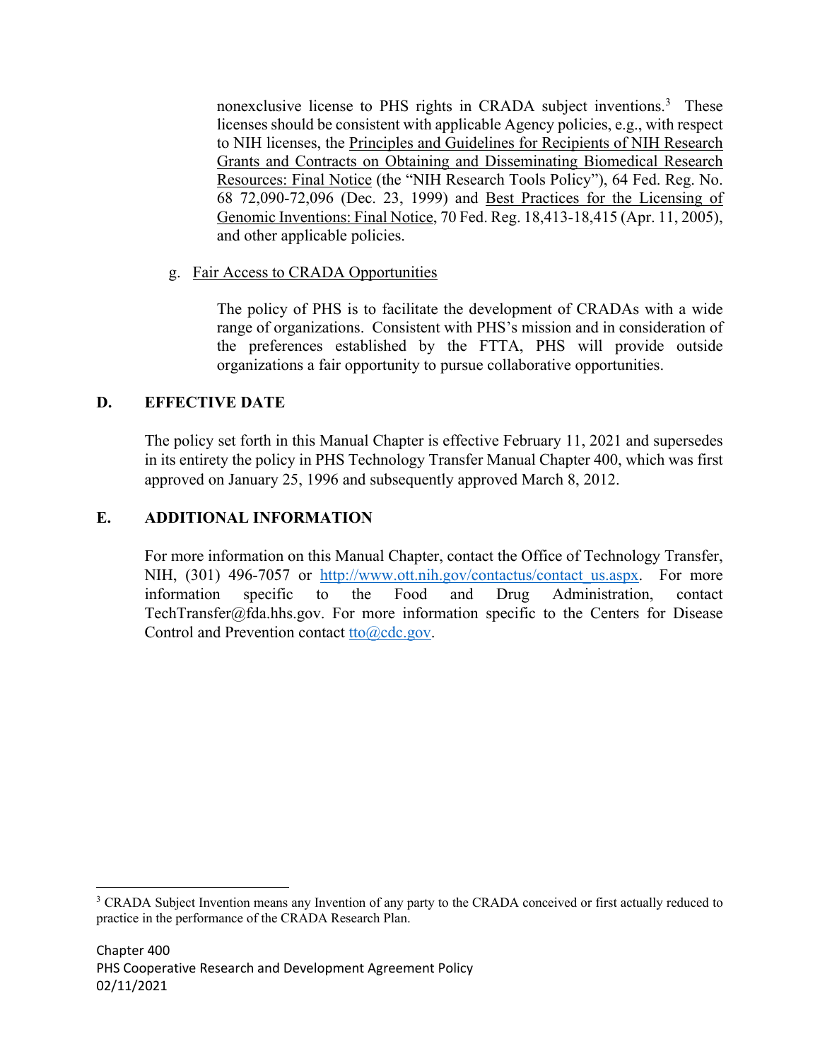nonexclusive license to PHS rights in CRADA subject inventions.[3] These licenses should be consistent with applicable Agency policies, e.g., with respect to NIH licenses, the Principles and Guidelines for Recipients of NIH Research Grants and Contracts on Obtaining and Disseminating Biomedical Research Resources: Final Notice (the "NIH Research Tools Policy"), 64 Fed. Reg. No. 68 72,090-72,096 (Dec. 23, 1999) and Best Practices for the Licensing of Genomic Inventions: Final Notice, 70 Fed. Reg. 18,413-18,415 (Apr. 11, 2005), and other applicable policies.

g. Fair Access to CRADA Opportunities

The policy of PHS is to facilitate the development of CRADAs with a wide range of organizations. Consistent with PHS's mission and in consideration of the preferences established by the FTTA, PHS will provide outside organizations a fair opportunity to pursue collaborative opportunities.

## D. EFFECTIVE DATE

The policy set forth in this Manual Chapter is effective February 11, 2021 and supersedes in its entirety the policy in PHS Technology Transfer Manual Chapter 400, which was first approved on January 25, 1996 and subsequently approved March 8, 2012.

## E. ADDITIONAL INFORMATION

For more information on this Manual Chapter, contact the Office of Technology Transfer, NIH, (301) 496-7057 or http://www.ott.nih.gov/contactus/contact_us.aspx. For more information specific to the Food and Drug Administration, contact TechTransfer@fda.hhs.gov. For more information specific to the Centers for Disease Control and Prevention contact tto@cdc.gov.

[3] CRADA Subject Invention means any Invention of any party to the CRADA conceived or first actually reduced to practice in the performance of the CRADA Research Plan.